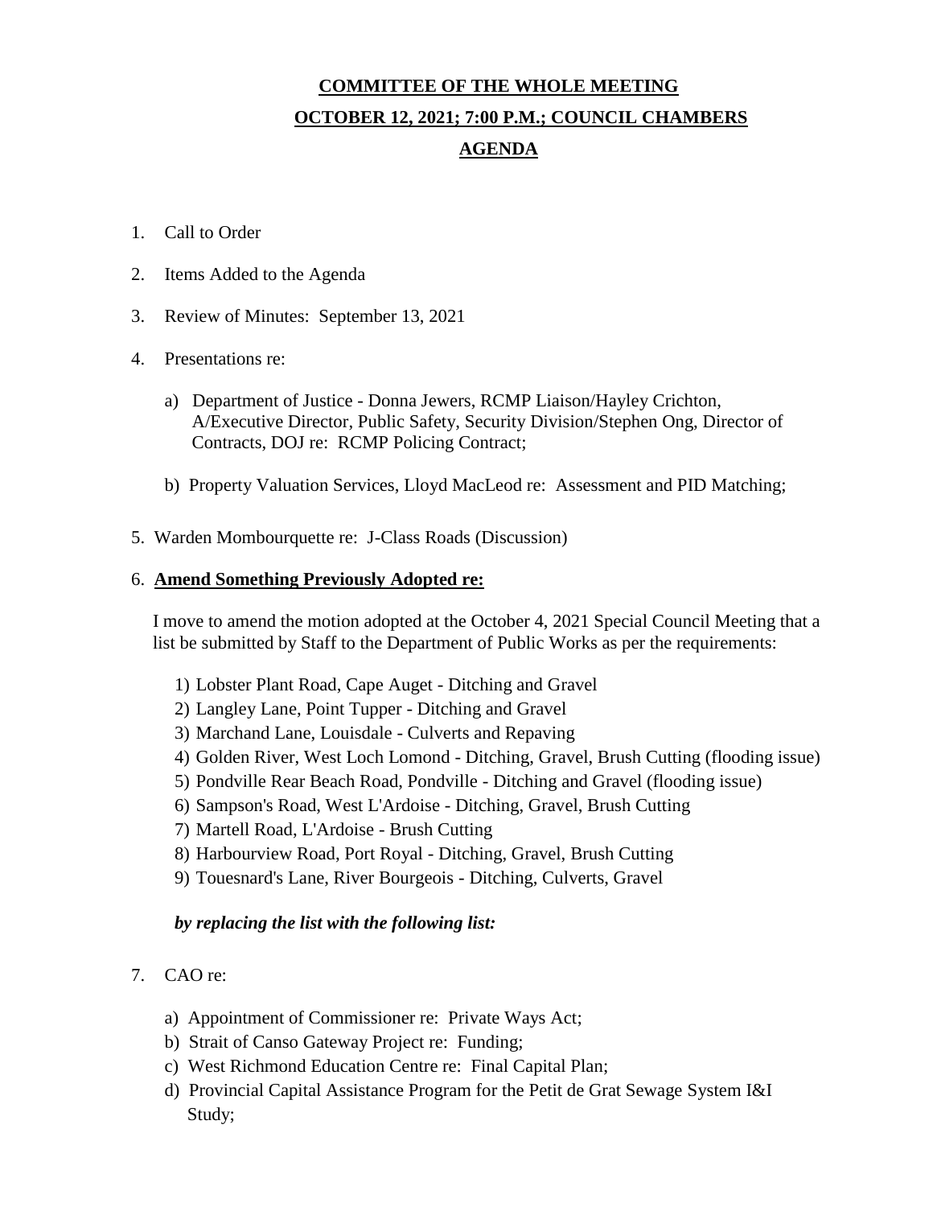# COMMITTEE OF THE WHOLE MEETING

## OCTOBER 12, 2021; 7:00 P.M.; COUNCIL CHAMBERS

## AGENDA

1. Call to Order

2. Items Added to the Agenda

3. Review of Minutes: September 13, 2021

4. Presentations re:

   a) Department of Justice - Donna Jewers, RCMP Liaison/Hayley Crichton, A/Executive Director, Public Safety, Security Division/Stephen Ong, Director of Contracts, DOJ re: RCMP Policing Contract;

   b) Property Valuation Services, Lloyd MacLeod re: Assessment and PID Matching;

5. Warden Mombourquette re: J-Class Roads (Discussion)

6. **Amend Something Previously Adopted re:**

   I move to amend the motion adopted at the October 4, 2021 Special Council Meeting that a list be submitted by Staff to the Department of Public Works as per the requirements:

   1) Lobster Plant Road, Cape Auget - Ditching and Gravel
   2) Langley Lane, Point Tupper - Ditching and Gravel
   3) Marchand Lane, Louisdale - Culverts and Repaving
   4) Golden River, West Loch Lomond - Ditching, Gravel, Brush Cutting (flooding issue)
   5) Pondville Rear Beach Road, Pondville - Ditching and Gravel (flooding issue)
   6) Sampson's Road, West L'Ardoise - Ditching, Gravel, Brush Cutting
   7) Martell Road, L'Ardoise - Brush Cutting
   8) Harbourview Road, Port Royal - Ditching, Gravel, Brush Cutting
   9) Touesnard's Lane, River Bourgeois - Ditching, Culverts, Gravel

   ***by replacing the list with the following list:***

7. CAO re:

   a) Appointment of Commissioner re: Private Ways Act;

   b) Strait of Canso Gateway Project re: Funding;

   c) West Richmond Education Centre re: Final Capital Plan;

   d) Provincial Capital Assistance Program for the Petit de Grat Sewage System I&I Study;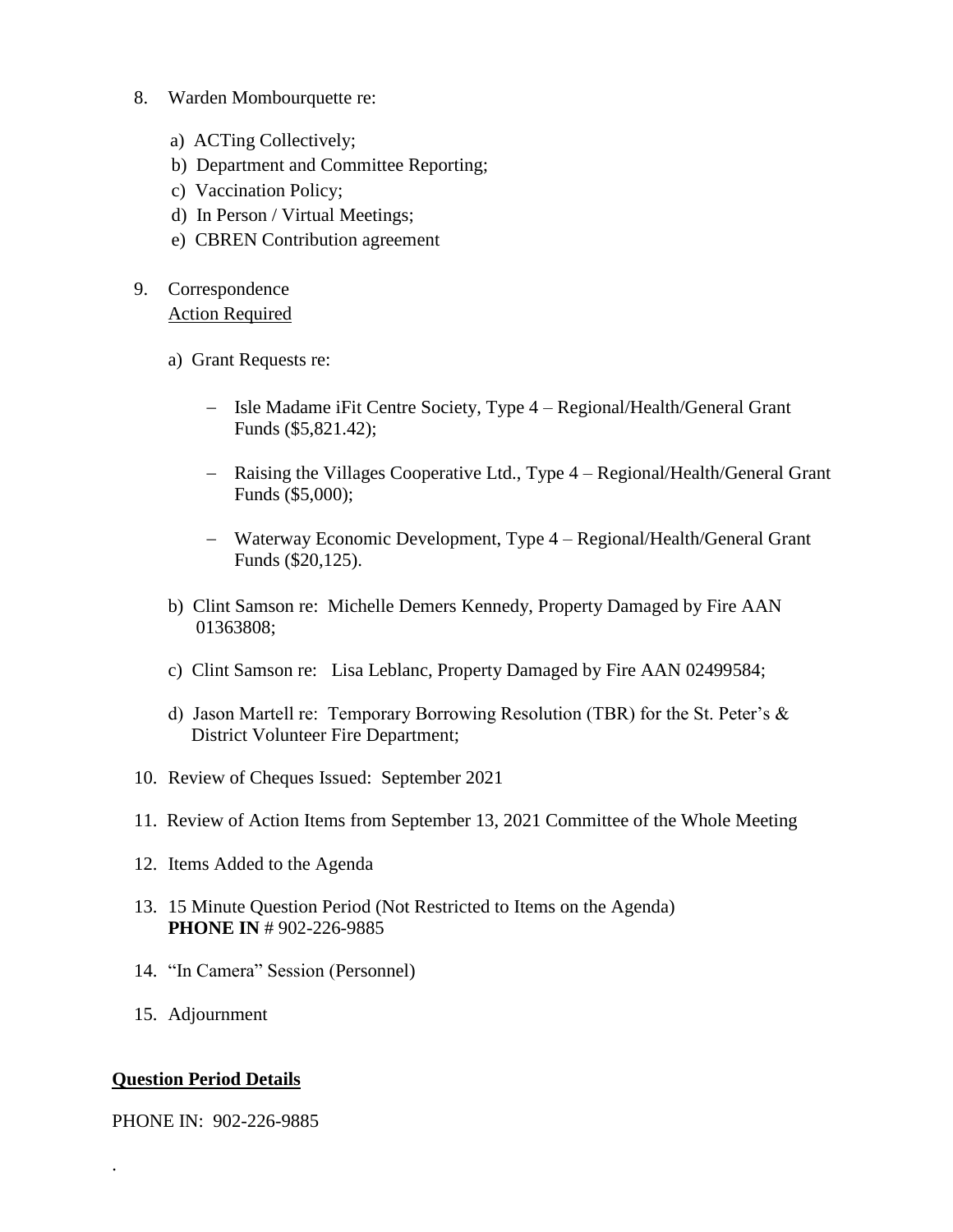8. Warden Mombourquette re:

   a) ACTing Collectively;
   b) Department and Committee Reporting;
   c) Vaccination Policy;
   d) In Person / Virtual Meetings;
   e) CBREN Contribution agreement

9. Correspondence
   Action Required

   a) Grant Requests re:

      - Isle Madame iFit Centre Society, Type 4 – Regional/Health/General Grant Funds ($5,821.42);

      - Raising the Villages Cooperative Ltd., Type 4 – Regional/Health/General Grant Funds ($5,000);

      - Waterway Economic Development, Type 4 – Regional/Health/General Grant Funds ($20,125).

   b) Clint Samson re: Michelle Demers Kennedy, Property Damaged by Fire AAN 01363808;

   c) Clint Samson re: Lisa Leblanc, Property Damaged by Fire AAN 02499584;

   d) Jason Martell re: Temporary Borrowing Resolution (TBR) for the St. Peter's & District Volunteer Fire Department;

10. Review of Cheques Issued: September 2021

11. Review of Action Items from September 13, 2021 Committee of the Whole Meeting

12. Items Added to the Agenda

13. 15 Minute Question Period (Not Restricted to Items on the Agenda)
    **PHONE IN** # 902-226-9885

14. "In Camera" Session (Personnel)

15. Adjournment

**Question Period Details**

PHONE IN: 902-226-9885

.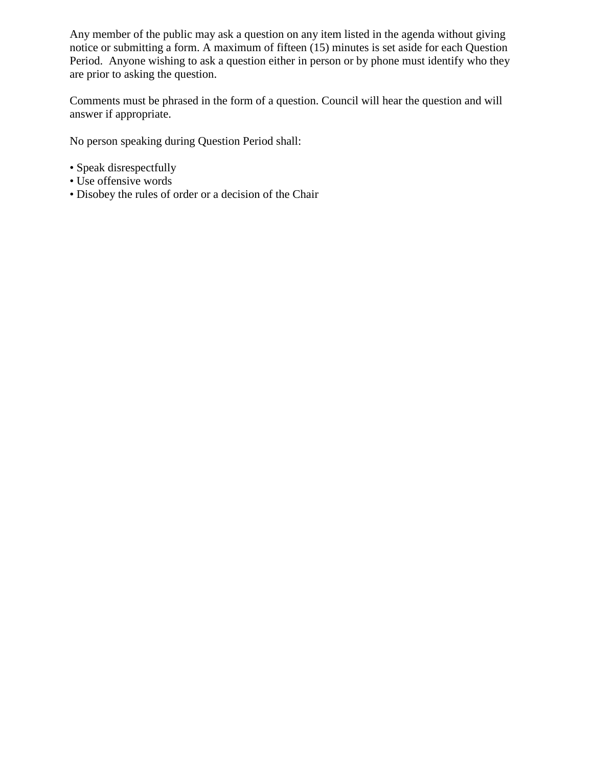Any member of the public may ask a question on any item listed in the agenda without giving notice or submitting a form. A maximum of fifteen (15) minutes is set aside for each Question Period. Anyone wishing to ask a question either in person or by phone must identify who they are prior to asking the question.

Comments must be phrased in the form of a question. Council will hear the question and will answer if appropriate.

No person speaking during Question Period shall:

- Speak disrespectfully
- Use offensive words
- Disobey the rules of order or a decision of the Chair